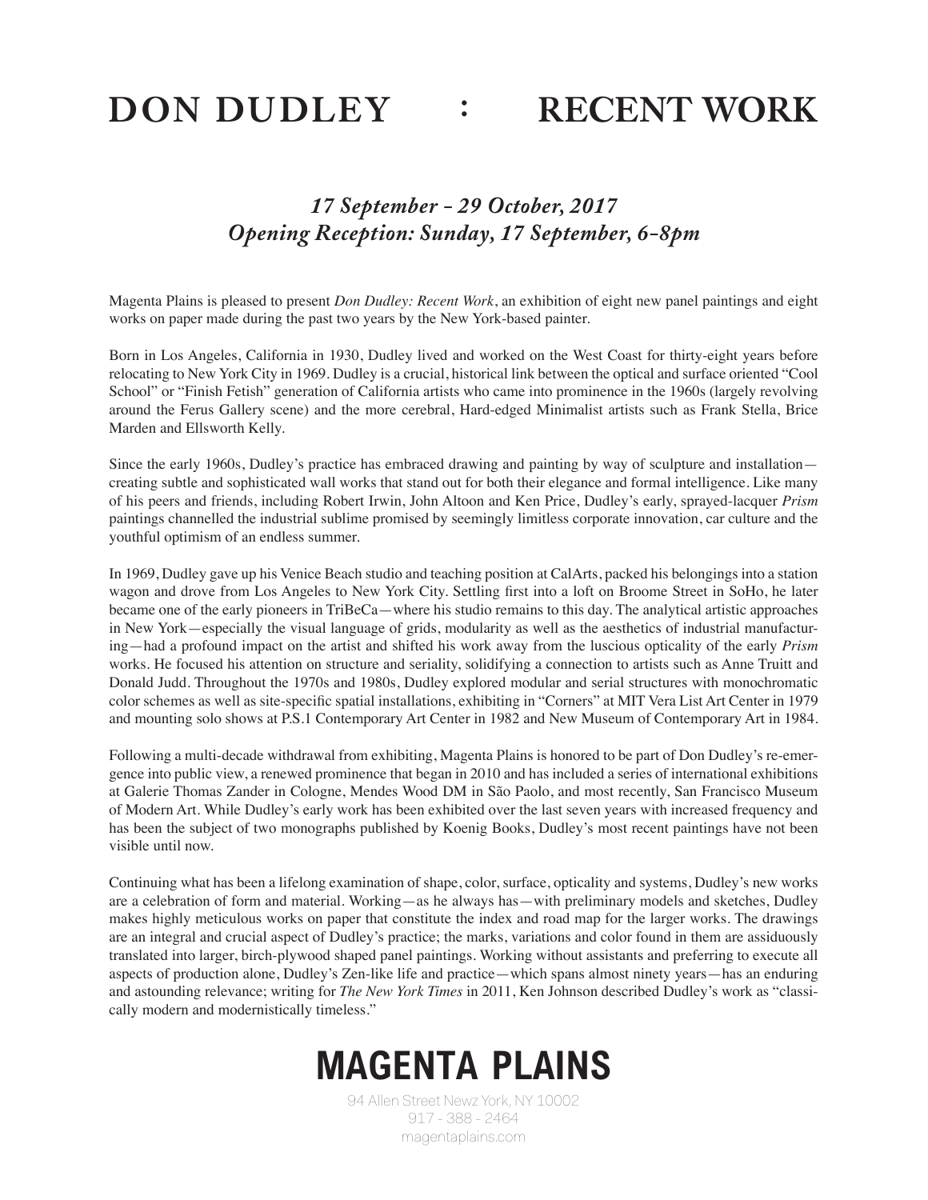# DON DUDLEY : RECENT WORK

***17 September - 29 October, 2017***
***Opening Reception: Sunday, 17 September, 6-8pm***

Magenta Plains is pleased to present *Don Dudley: Recent Work*, an exhibition of eight new panel paintings and eight works on paper made during the past two years by the New York-based painter.

Born in Los Angeles, California in 1930, Dudley lived and worked on the West Coast for thirty-eight years before relocating to New York City in 1969. Dudley is a crucial, historical link between the optical and surface oriented "Cool School" or "Finish Fetish" generation of California artists who came into prominence in the 1960s (largely revolving around the Ferus Gallery scene) and the more cerebral, Hard-edged Minimalist artists such as Frank Stella, Brice Marden and Ellsworth Kelly.

Since the early 1960s, Dudley's practice has embraced drawing and painting by way of sculpture and installation—creating subtle and sophisticated wall works that stand out for both their elegance and formal intelligence. Like many of his peers and friends, including Robert Irwin, John Altoon and Ken Price, Dudley's early, sprayed-lacquer *Prism* paintings channelled the industrial sublime promised by seemingly limitless corporate innovation, car culture and the youthful optimism of an endless summer.

In 1969, Dudley gave up his Venice Beach studio and teaching position at CalArts, packed his belongings into a station wagon and drove from Los Angeles to New York City. Settling first into a loft on Broome Street in SoHo, he later became one of the early pioneers in TriBeCa—where his studio remains to this day. The analytical artistic approaches in New York—especially the visual language of grids, modularity as well as the aesthetics of industrial manufacturing—had a profound impact on the artist and shifted his work away from the luscious opticality of the early *Prism* works. He focused his attention on structure and seriality, solidifying a connection to artists such as Anne Truitt and Donald Judd. Throughout the 1970s and 1980s, Dudley explored modular and serial structures with monochromatic color schemes as well as site-specific spatial installations, exhibiting in "Corners" at MIT Vera List Art Center in 1979 and mounting solo shows at P.S.1 Contemporary Art Center in 1982 and New Museum of Contemporary Art in 1984.

Following a multi-decade withdrawal from exhibiting, Magenta Plains is honored to be part of Don Dudley's re-emergence into public view, a renewed prominence that began in 2010 and has included a series of international exhibitions at Galerie Thomas Zander in Cologne, Mendes Wood DM in São Paolo, and most recently, San Francisco Museum of Modern Art. While Dudley's early work has been exhibited over the last seven years with increased frequency and has been the subject of two monographs published by Koenig Books, Dudley's most recent paintings have not been visible until now.

Continuing what has been a lifelong examination of shape, color, surface, opticality and systems, Dudley's new works are a celebration of form and material. Working—as he always has—with preliminary models and sketches, Dudley makes highly meticulous works on paper that constitute the index and road map for the larger works. The drawings are an integral and crucial aspect of Dudley's practice; the marks, variations and color found in them are assiduously translated into larger, birch-plywood shaped panel paintings. Working without assistants and preferring to execute all aspects of production alone, Dudley's Zen-like life and practice—which spans almost ninety years—has an enduring and astounding relevance; writing for *The New York Times* in 2011, Ken Johnson described Dudley's work as "classically modern and modernistically timeless."

**MAGENTA PLAINS**

94 Allen Street Newz York, NY 10002
917 - 388 - 2464
magentaplains.com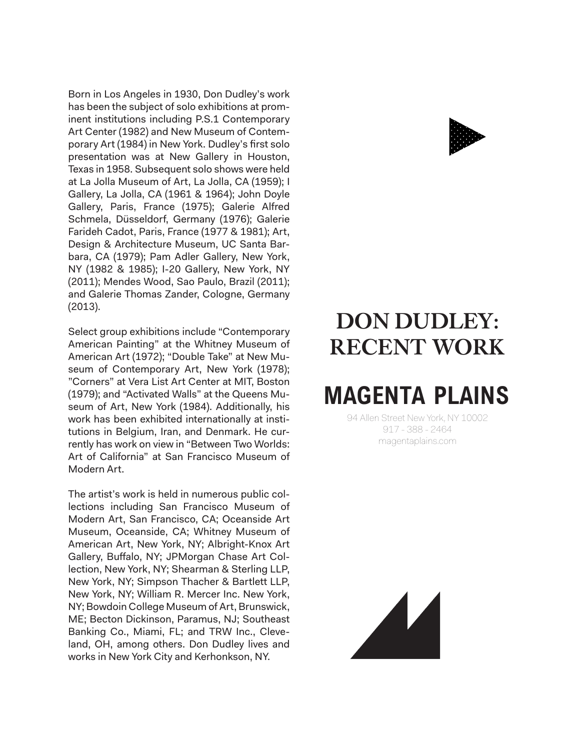Born in Los Angeles in 1930, Don Dudley's work has been the subject of solo exhibitions at prominent institutions including P.S.1 Contemporary Art Center (1982) and New Museum of Contemporary Art (1984) in New York. Dudley's first solo presentation was at New Gallery in Houston, Texas in 1958. Subsequent solo shows were held at La Jolla Museum of Art, La Jolla, CA (1959); I Gallery, La Jolla, CA (1961 & 1964); John Doyle Gallery, Paris, France (1975); Galerie Alfred Schmela, Düsseldorf, Germany (1976); Galerie Farideh Cadot, Paris, France (1977 & 1981); Art, Design & Architecture Museum, UC Santa Barbara, CA (1979); Pam Adler Gallery, New York, NY (1982 & 1985); I-20 Gallery, New York, NY (2011); Mendes Wood, Sao Paulo, Brazil (2011); and Galerie Thomas Zander, Cologne, Germany (2013).

Select group exhibitions include "Contemporary American Painting" at the Whitney Museum of American Art (1972); "Double Take" at New Museum of Contemporary Art, New York (1978); "Corners" at Vera List Art Center at MIT, Boston (1979); and "Activated Walls" at the Queens Museum of Art, New York (1984). Additionally, his work has been exhibited internationally at institutions in Belgium, Iran, and Denmark. He currently has work on view in "Between Two Worlds: Art of California" at San Francisco Museum of Modern Art.

The artist's work is held in numerous public collections including San Francisco Museum of Modern Art, San Francisco, CA; Oceanside Art Museum, Oceanside, CA; Whitney Museum of American Art, New York, NY; Albright-Knox Art Gallery, Buffalo, NY; JPMorgan Chase Art Collection, New York, NY; Shearman & Sterling LLP, New York, NY; Simpson Thacher & Bartlett LLP, New York, NY; William R. Mercer Inc. New York, NY; Bowdoin College Museum of Art, Brunswick, ME; Becton Dickinson, Paramus, NJ; Southeast Banking Co., Miami, FL; and TRW Inc., Cleveland, OH, among others. Don Dudley lives and works in New York City and Kerhonkson, NY.

# DON DUDLEY: RECENT WORK

## MAGENTA PLAINS

94 Allen Street New York, NY 10002
917 - 388 - 2464
magentaplains.com